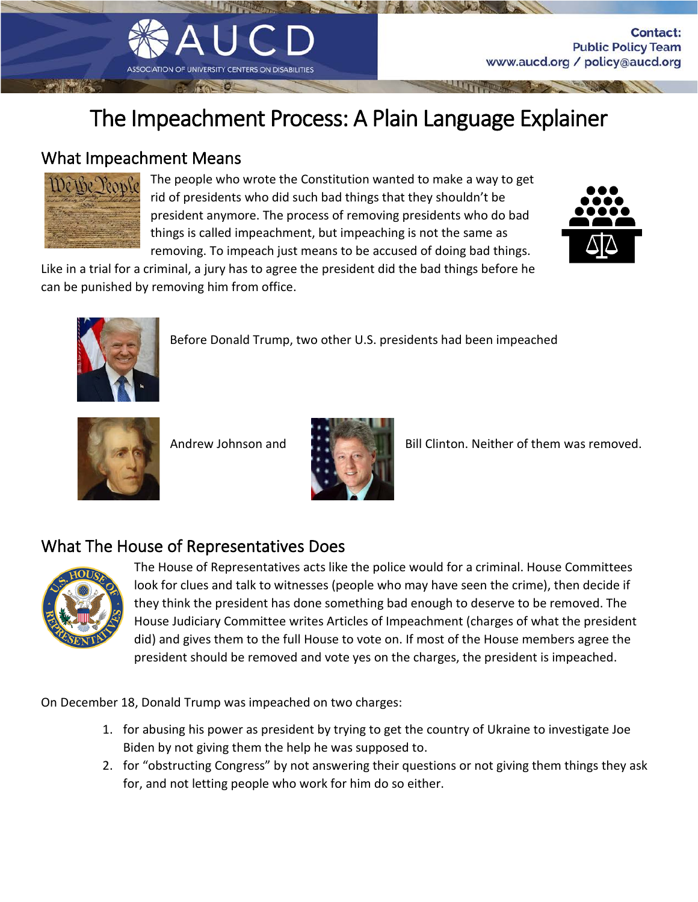# The Impeachment Process: A Plain Language Explainer

## What Impeachment Means

The people who wrote the Constitution wanted to make a way to get rid of presidents who did such bad things that they shouldn't be president anymore. The process of removing presidents who do bad things is called impeachment, but impeaching is not the same as removing. To impeach just means to be accused of doing bad things. Like in a trial for a criminal, a jury has to agree the president did the bad things before he can be punished by removing him from office.

Before Donald Trump, two other U.S. presidents had been impeached

Andrew Johnson and Bill Clinton. Neither of them was removed.

## What The House of Representatives Does

The House of Representatives acts like the police would for a criminal. House Committees look for clues and talk to witnesses (people who may have seen the crime), then decide if they think the president has done something bad enough to deserve to be removed. The House Judiciary Committee writes Articles of Impeachment (charges of what the president did) and gives them to the full House to vote on. If most of the House members agree the president should be removed and vote yes on the charges, the president is impeached.

On December 18, Donald Trump was impeached on two charges:

1. for abusing his power as president by trying to get the country of Ukraine to investigate Joe Biden by not giving them the help he was supposed to.
2. for "obstructing Congress" by not answering their questions or not giving them things they ask for, and not letting people who work for him do so either.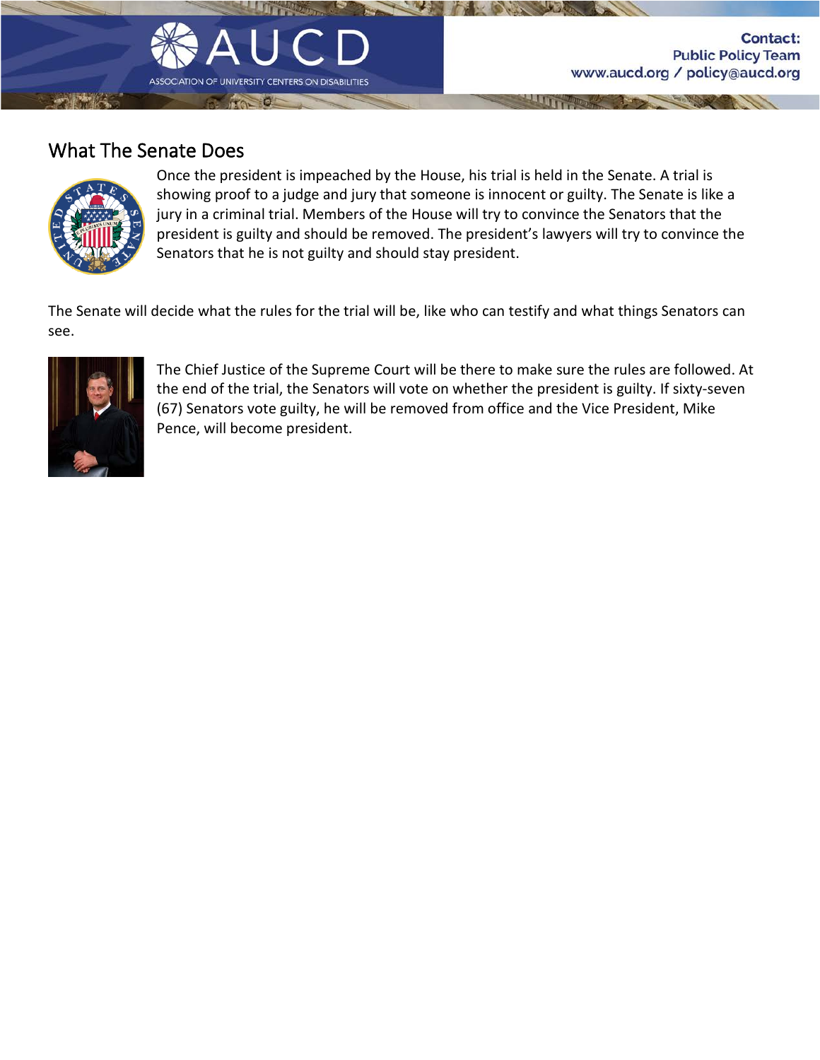## What The Senate Does

Once the president is impeached by the House, his trial is held in the Senate. A trial is showing proof to a judge and jury that someone is innocent or guilty. The Senate is like a jury in a criminal trial. Members of the House will try to convince the Senators that the president is guilty and should be removed. The president's lawyers will try to convince the Senators that he is not guilty and should stay president.

The Senate will decide what the rules for the trial will be, like who can testify and what things Senators can see.

The Chief Justice of the Supreme Court will be there to make sure the rules are followed. At the end of the trial, the Senators will vote on whether the president is guilty. If sixty-seven (67) Senators vote guilty, he will be removed from office and the Vice President, Mike Pence, will become president.